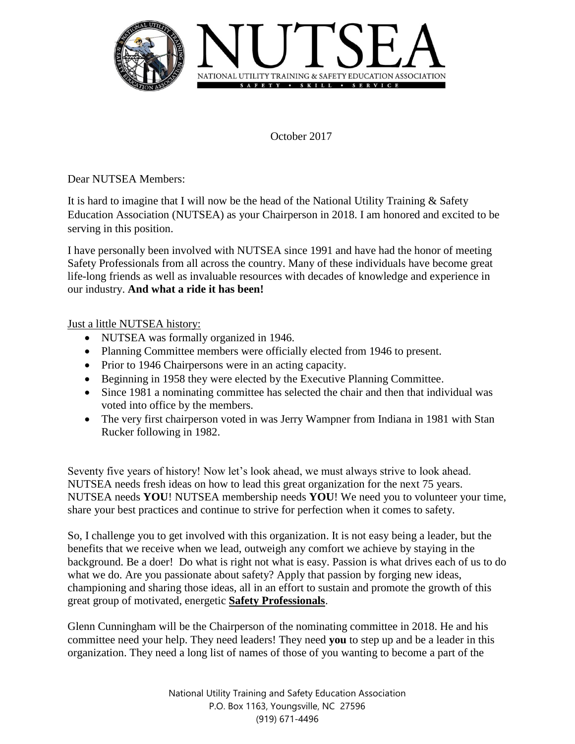# NUTSEA

NATIONAL UTILITY TRAINING & SAFETY EDUCATION ASSOCIATION

SAFETY • SKILL • SERVICE

October 2017

Dear NUTSEA Members:

It is hard to imagine that I will now be the head of the National Utility Training & Safety Education Association (NUTSEA) as your Chairperson in 2018. I am honored and excited to be serving in this position.

I have personally been involved with NUTSEA since 1991 and have had the honor of meeting Safety Professionals from all across the country. Many of these individuals have become great life-long friends as well as invaluable resources with decades of knowledge and experience in our industry. **And what a ride it has been!**

Just a little NUTSEA history:

- NUTSEA was formally organized in 1946.
- Planning Committee members were officially elected from 1946 to present.
- Prior to 1946 Chairpersons were in an acting capacity.
- Beginning in 1958 they were elected by the Executive Planning Committee.
- Since 1981 a nominating committee has selected the chair and then that individual was voted into office by the members.
- The very first chairperson voted in was Jerry Wampner from Indiana in 1981 with Stan Rucker following in 1982.

Seventy five years of history! Now let's look ahead, we must always strive to look ahead. NUTSEA needs fresh ideas on how to lead this great organization for the next 75 years. NUTSEA needs **YOU**! NUTSEA membership needs **YOU**! We need you to volunteer your time, share your best practices and continue to strive for perfection when it comes to safety.

So, I challenge you to get involved with this organization. It is not easy being a leader, but the benefits that we receive when we lead, outweigh any comfort we achieve by staying in the background. Be a doer! Do what is right not what is easy. Passion is what drives each of us to do what we do. Are you passionate about safety? Apply that passion by forging new ideas, championing and sharing those ideas, all in an effort to sustain and promote the growth of this great group of motivated, energetic **Safety Professionals**.

Glenn Cunningham will be the Chairperson of the nominating committee in 2018. He and his committee need your help. They need leaders! They need **you** to step up and be a leader in this organization. They need a long list of names of those of you wanting to become a part of the

National Utility Training and Safety Education Association
P.O. Box 1163, Youngsville, NC 27596
(919) 671-4496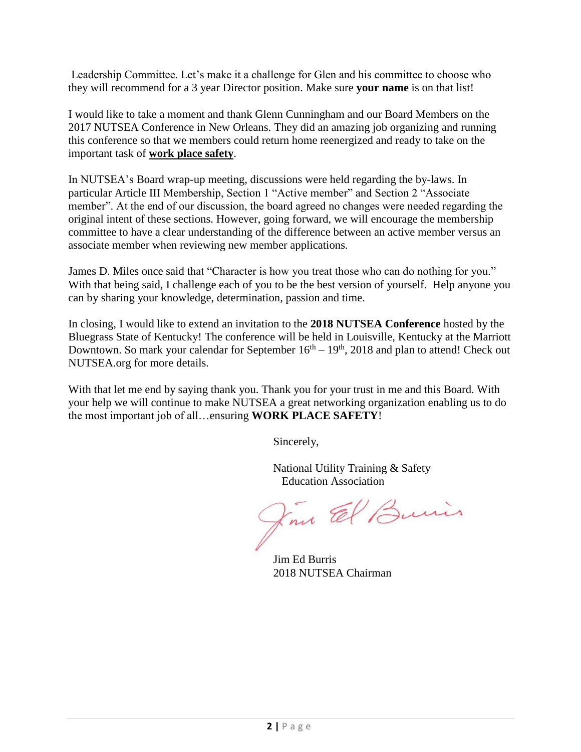Leadership Committee. Let's make it a challenge for Glen and his committee to choose who they will recommend for a 3 year Director position. Make sure **your name** is on that list!

I would like to take a moment and thank Glenn Cunningham and our Board Members on the 2017 NUTSEA Conference in New Orleans. They did an amazing job organizing and running this conference so that we members could return home reenergized and ready to take on the important task of **work place safety**.

In NUTSEA's Board wrap-up meeting, discussions were held regarding the by-laws. In particular Article III Membership, Section 1 "Active member" and Section 2 "Associate member". At the end of our discussion, the board agreed no changes were needed regarding the original intent of these sections. However, going forward, we will encourage the membership committee to have a clear understanding of the difference between an active member versus an associate member when reviewing new member applications.

James D. Miles once said that "Character is how you treat those who can do nothing for you." With that being said, I challenge each of you to be the best version of yourself. Help anyone you can by sharing your knowledge, determination, passion and time.

In closing, I would like to extend an invitation to the **2018 NUTSEA Conference** hosted by the Bluegrass State of Kentucky! The conference will be held in Louisville, Kentucky at the Marriott Downtown. So mark your calendar for September 16th – 19th, 2018 and plan to attend! Check out NUTSEA.org for more details.

With that let me end by saying thank you. Thank you for your trust in me and this Board. With your help we will continue to make NUTSEA a great networking organization enabling us to do the most important job of all…ensuring **WORK PLACE SAFETY**!

Sincerely,

National Utility Training & Safety Education Association

Jim Ed Burris

Jim Ed Burris
2018 NUTSEA Chairman